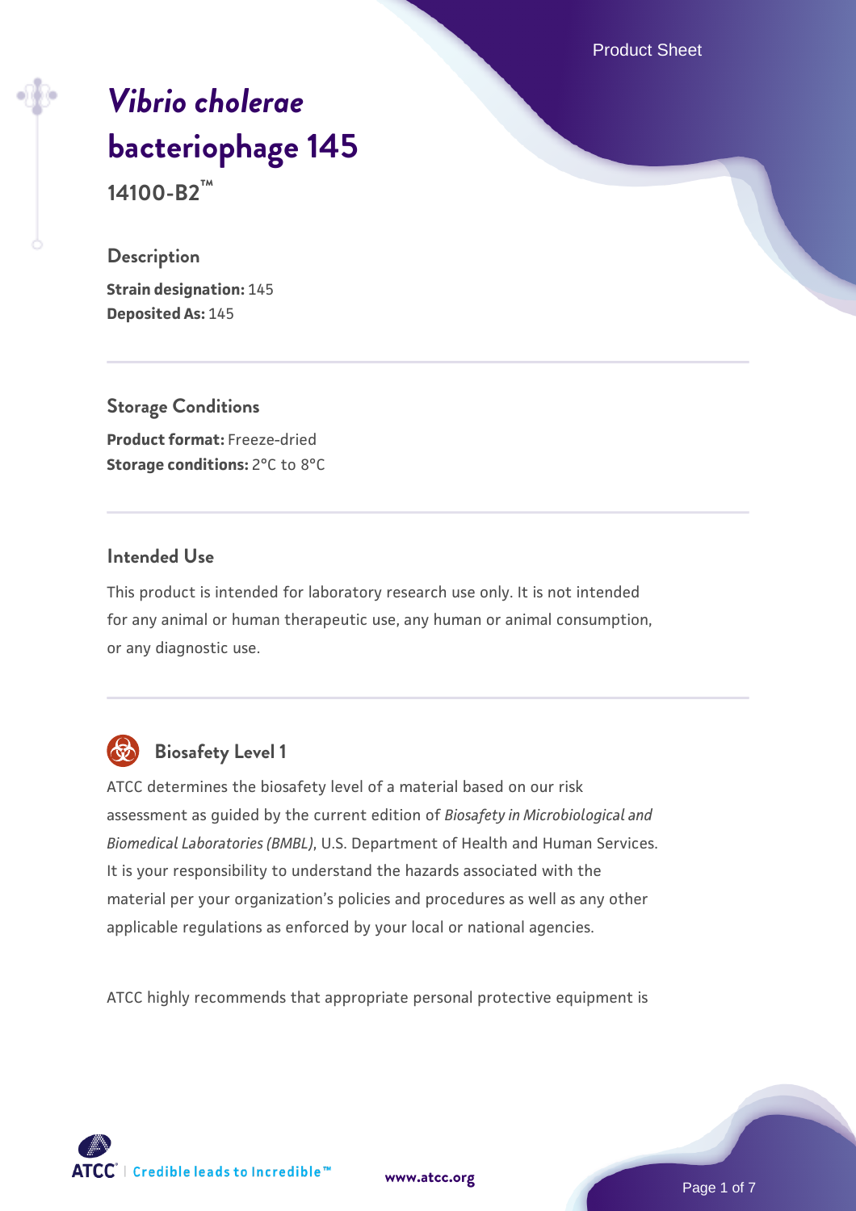# *Vibrio cholerae* bacteriophage 145

**14100-B2™**

## Description

**Strain designation:** 145
**Deposited As:** 145

## Storage Conditions

**Product format:** Freeze-dried
**Storage conditions:** 2°C to 8°C

## Intended Use

This product is intended for laboratory research use only. It is not intended for any animal or human therapeutic use, any human or animal consumption, or any diagnostic use.

## Biosafety Level 1

ATCC determines the biosafety level of a material based on our risk assessment as guided by the current edition of *Biosafety in Microbiological and Biomedical Laboratories (BMBL)*, U.S. Department of Health and Human Services. It is your responsibility to understand the hazards associated with the material per your organization's policies and procedures as well as any other applicable regulations as enforced by your local or national agencies.

ATCC highly recommends that appropriate personal protective equipment is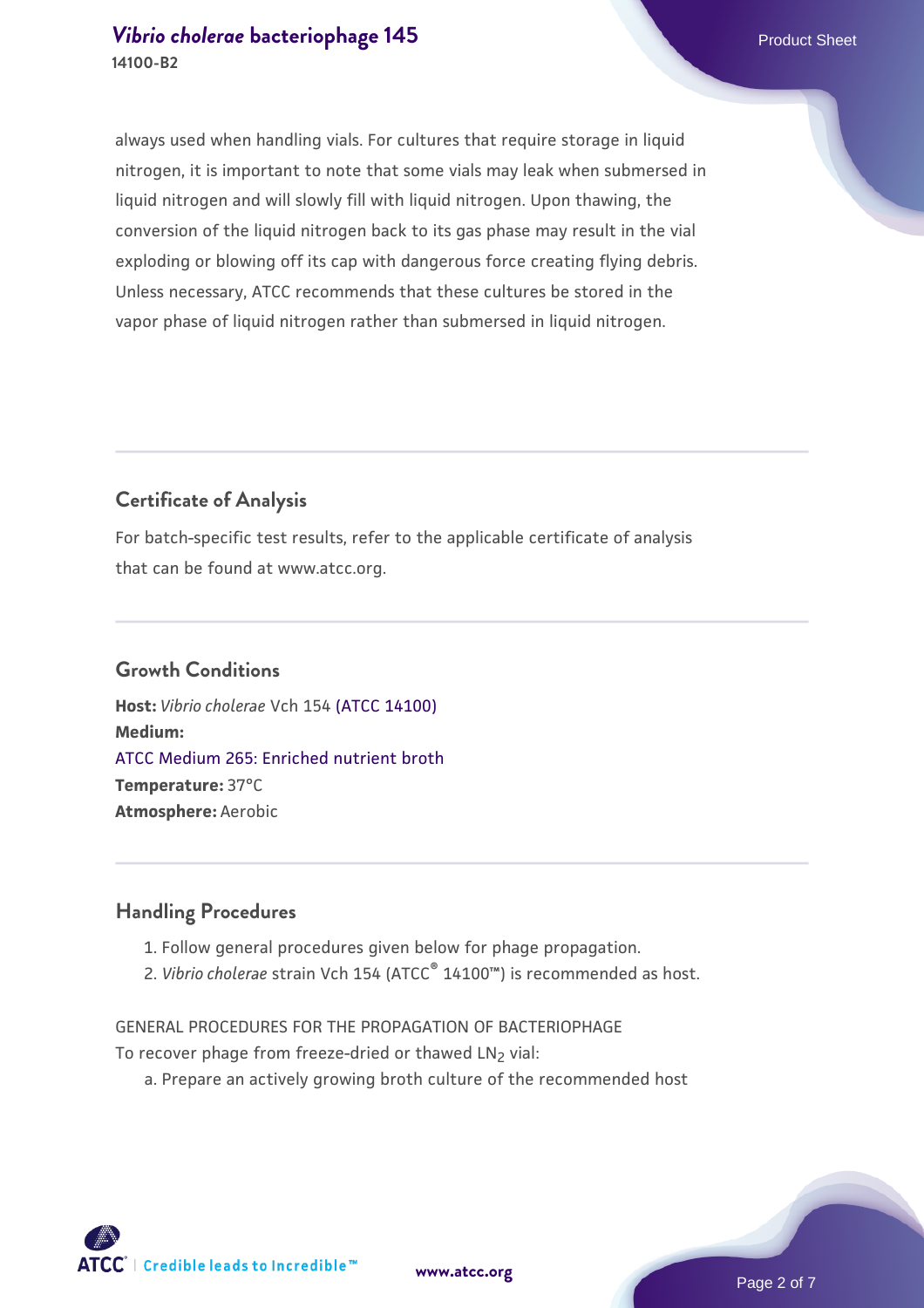always used when handling vials. For cultures that require storage in liquid nitrogen, it is important to note that some vials may leak when submersed in liquid nitrogen and will slowly fill with liquid nitrogen. Upon thawing, the conversion of the liquid nitrogen back to its gas phase may result in the vial exploding or blowing off its cap with dangerous force creating flying debris. Unless necessary, ATCC recommends that these cultures be stored in the vapor phase of liquid nitrogen rather than submersed in liquid nitrogen.

## Certificate of Analysis

For batch-specific test results, refer to the applicable certificate of analysis that can be found at www.atcc.org.

## Growth Conditions

**Host:** *Vibrio cholerae* Vch 154 (ATCC 14100)
**Medium:**
ATCC Medium 265: Enriched nutrient broth
**Temperature:** 37°C
**Atmosphere:** Aerobic

## Handling Procedures

1. Follow general procedures given below for phage propagation.
2. *Vibrio cholerae* strain Vch 154 (ATCC® 14100™) is recommended as host.

GENERAL PROCEDURES FOR THE PROPAGATION OF BACTERIOPHAGE
To recover phage from freeze-dried or thawed $LN_2$ vial:

a. Prepare an actively growing broth culture of the recommended host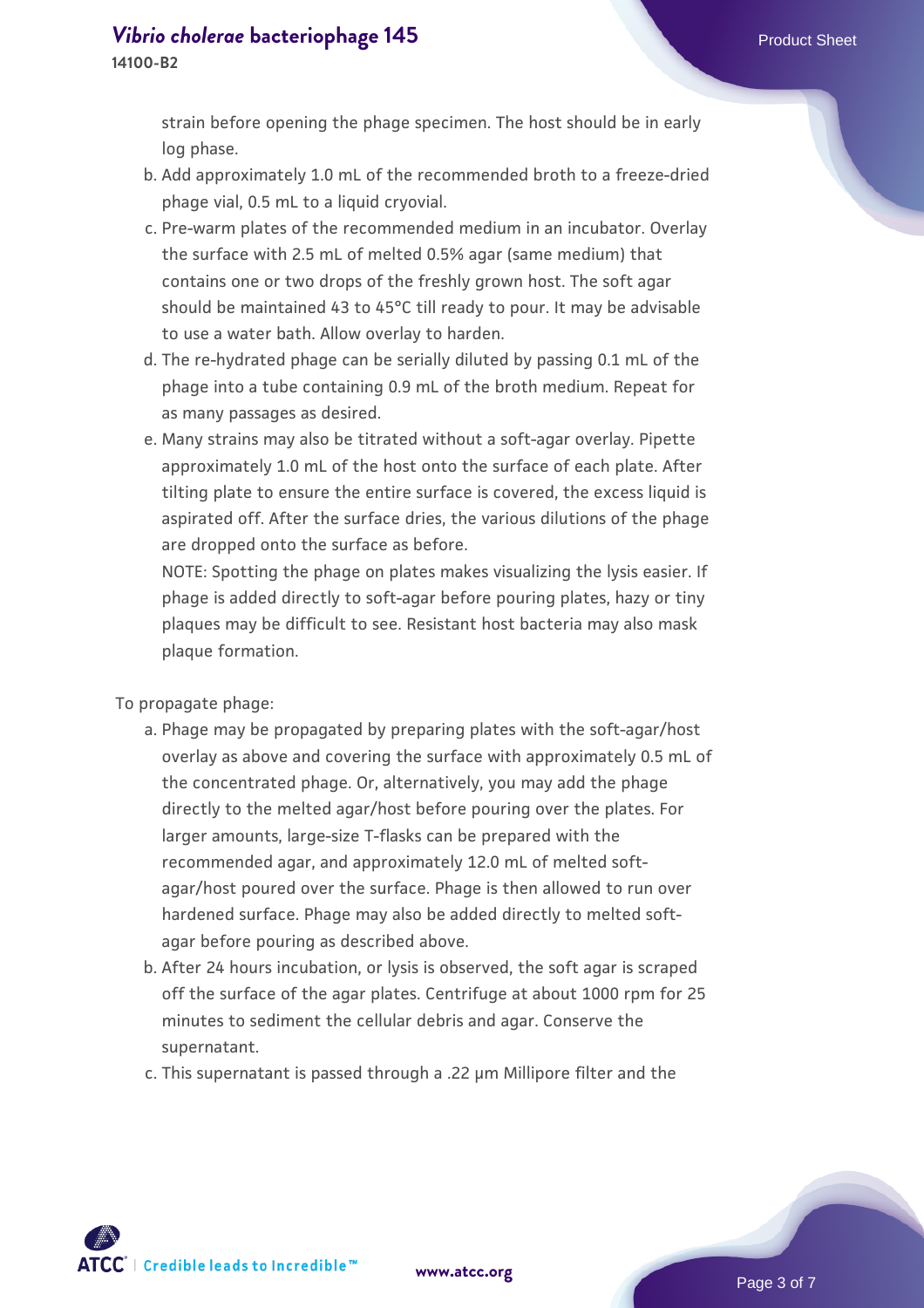strain before opening the phage specimen. The host should be in early log phase.

b. Add approximately 1.0 mL of the recommended broth to a freeze-dried phage vial, 0.5 mL to a liquid cryovial.
c. Pre-warm plates of the recommended medium in an incubator. Overlay the surface with 2.5 mL of melted 0.5% agar (same medium) that contains one or two drops of the freshly grown host. The soft agar should be maintained 43 to 45°C till ready to pour. It may be advisable to use a water bath. Allow overlay to harden.
d. The re-hydrated phage can be serially diluted by passing 0.1 mL of the phage into a tube containing 0.9 mL of the broth medium. Repeat for as many passages as desired.
e. Many strains may also be titrated without a soft-agar overlay. Pipette approximately 1.0 mL of the host onto the surface of each plate. After tilting plate to ensure the entire surface is covered, the excess liquid is aspirated off. After the surface dries, the various dilutions of the phage are dropped onto the surface as before.

   NOTE: Spotting the phage on plates makes visualizing the lysis easier. If phage is added directly to soft-agar before pouring plates, hazy or tiny plaques may be difficult to see. Resistant host bacteria may also mask plaque formation.

To propagate phage:

a. Phage may be propagated by preparing plates with the soft-agar/host overlay as above and covering the surface with approximately 0.5 mL of the concentrated phage. Or, alternatively, you may add the phage directly to the melted agar/host before pouring over the plates. For larger amounts, large-size T-flasks can be prepared with the recommended agar, and approximately 12.0 mL of melted soft-agar/host poured over the surface. Phage is then allowed to run over hardened surface. Phage may also be added directly to melted soft-agar before pouring as described above.
b. After 24 hours incubation, or lysis is observed, the soft agar is scraped off the surface of the agar plates. Centrifuge at about 1000 rpm for 25 minutes to sediment the cellular debris and agar. Conserve the supernatant.
c. This supernatant is passed through a .22 µm Millipore filter and the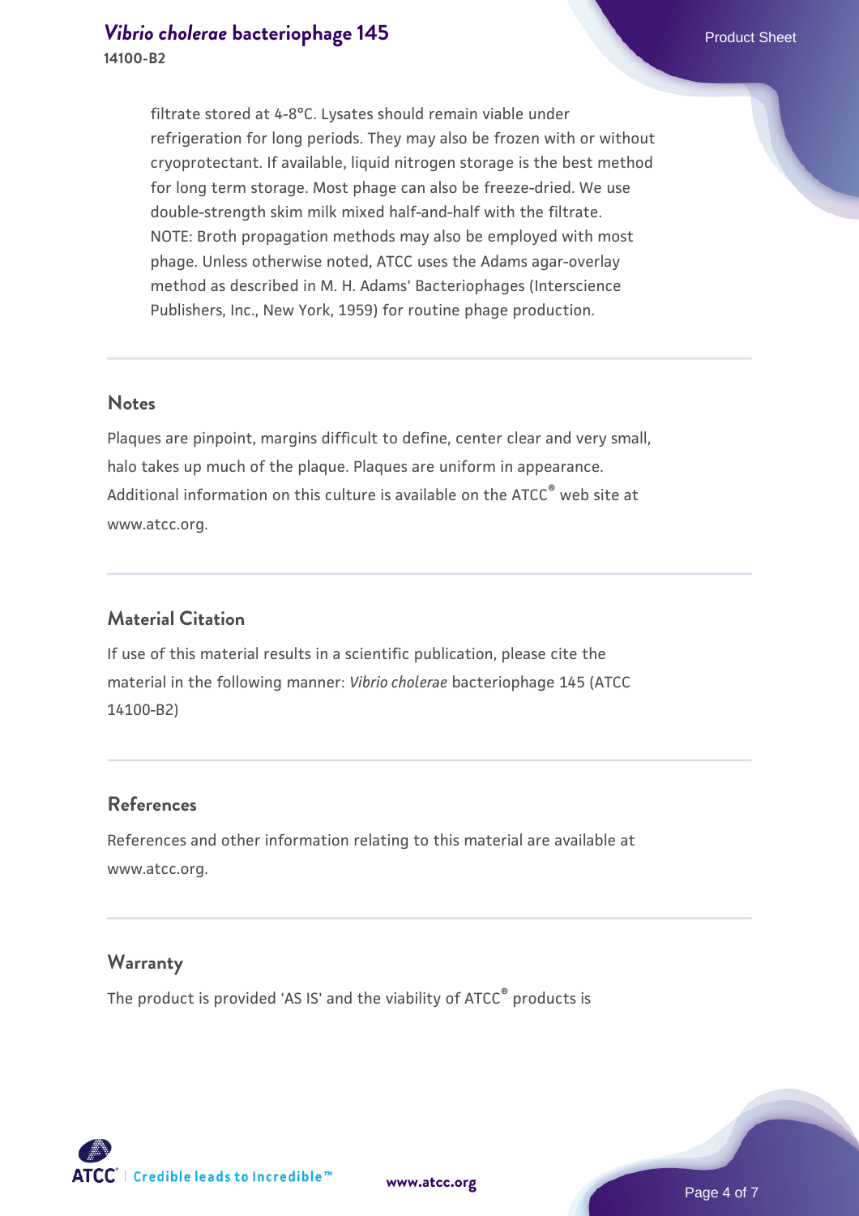filtrate stored at 4-8°C. Lysates should remain viable under refrigeration for long periods. They may also be frozen with or without cryoprotectant. If available, liquid nitrogen storage is the best method for long term storage. Most phage can also be freeze-dried. We use double-strength skim milk mixed half-and-half with the filtrate. NOTE: Broth propagation methods may also be employed with most phage. Unless otherwise noted, ATCC uses the Adams agar-overlay method as described in M. H. Adams' Bacteriophages (Interscience Publishers, Inc., New York, 1959) for routine phage production.

## Notes

Plaques are pinpoint, margins difficult to define, center clear and very small, halo takes up much of the plaque. Plaques are uniform in appearance. Additional information on this culture is available on the ATCC® web site at www.atcc.org.

## Material Citation

If use of this material results in a scientific publication, please cite the material in the following manner: *Vibrio cholerae* bacteriophage 145 (ATCC 14100-B2)

## References

References and other information relating to this material are available at www.atcc.org.

## Warranty

The product is provided 'AS IS' and the viability of ATCC® products is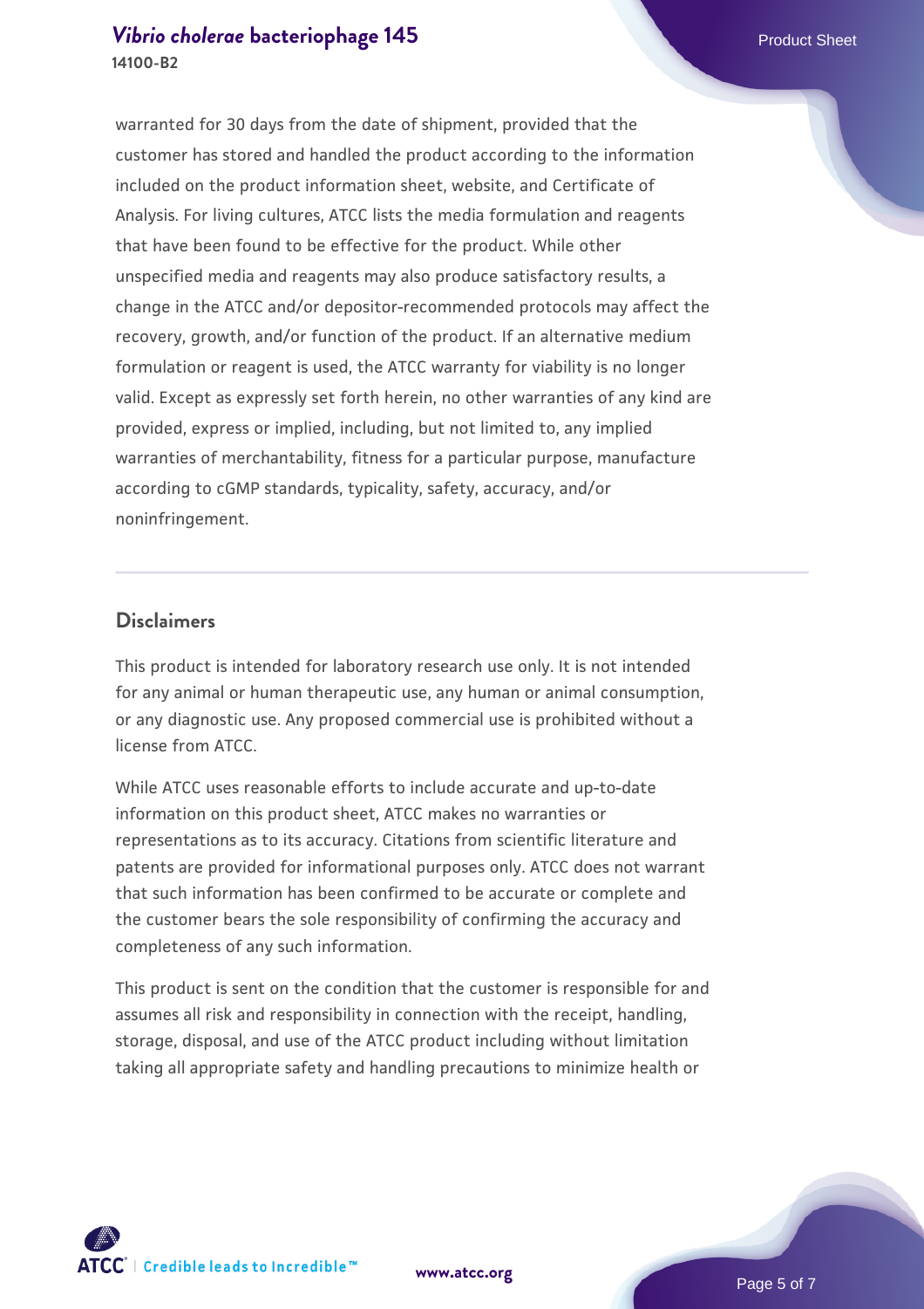warranted for 30 days from the date of shipment, provided that the customer has stored and handled the product according to the information included on the product information sheet, website, and Certificate of Analysis. For living cultures, ATCC lists the media formulation and reagents that have been found to be effective for the product. While other unspecified media and reagents may also produce satisfactory results, a change in the ATCC and/or depositor-recommended protocols may affect the recovery, growth, and/or function of the product. If an alternative medium formulation or reagent is used, the ATCC warranty for viability is no longer valid. Except as expressly set forth herein, no other warranties of any kind are provided, express or implied, including, but not limited to, any implied warranties of merchantability, fitness for a particular purpose, manufacture according to cGMP standards, typicality, safety, accuracy, and/or noninfringement.

## Disclaimers

This product is intended for laboratory research use only. It is not intended for any animal or human therapeutic use, any human or animal consumption, or any diagnostic use. Any proposed commercial use is prohibited without a license from ATCC.

While ATCC uses reasonable efforts to include accurate and up-to-date information on this product sheet, ATCC makes no warranties or representations as to its accuracy. Citations from scientific literature and patents are provided for informational purposes only. ATCC does not warrant that such information has been confirmed to be accurate or complete and the customer bears the sole responsibility of confirming the accuracy and completeness of any such information.

This product is sent on the condition that the customer is responsible for and assumes all risk and responsibility in connection with the receipt, handling, storage, disposal, and use of the ATCC product including without limitation taking all appropriate safety and handling precautions to minimize health or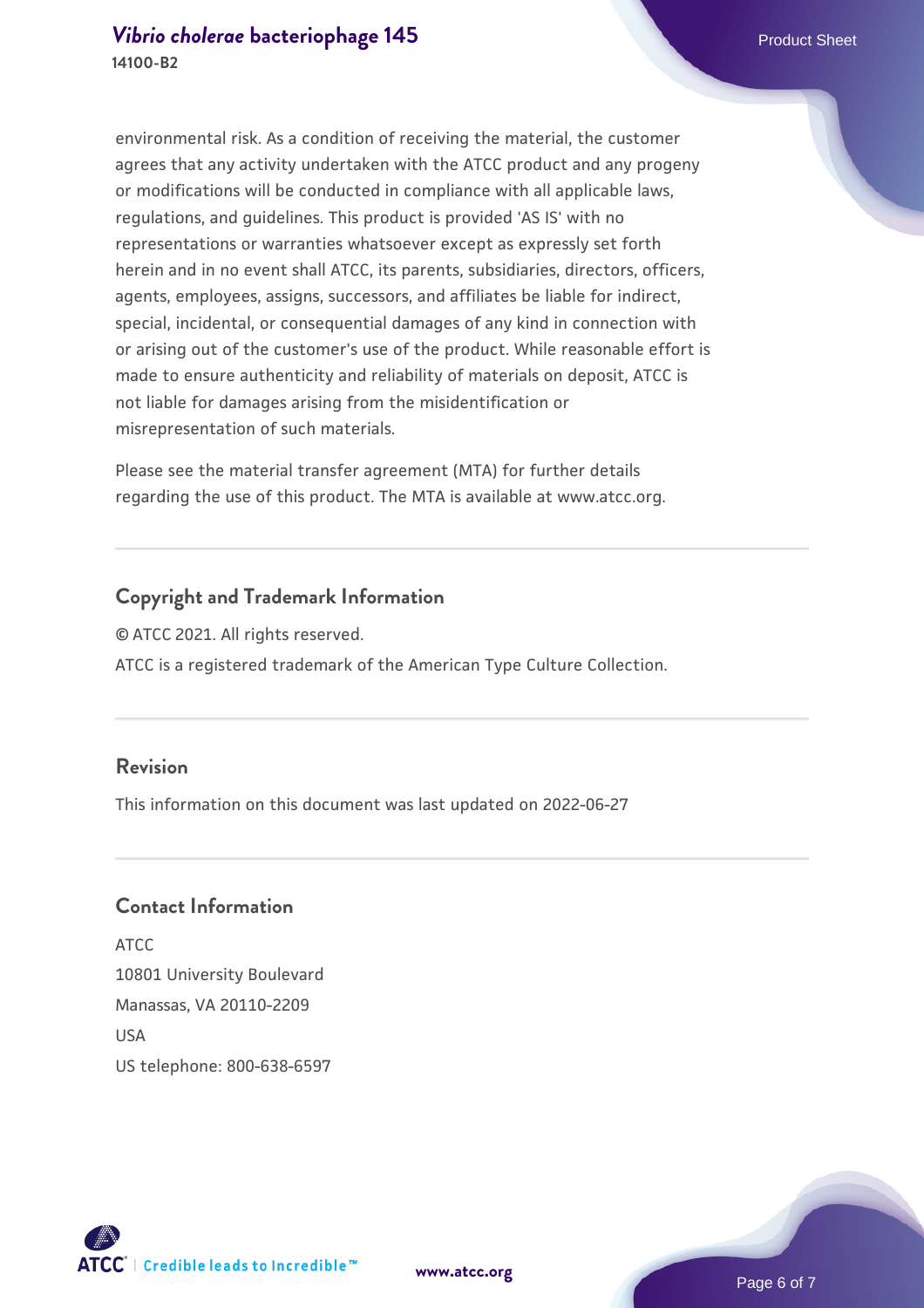environmental risk. As a condition of receiving the material, the customer agrees that any activity undertaken with the ATCC product and any progeny or modifications will be conducted in compliance with all applicable laws, regulations, and guidelines. This product is provided 'AS IS' with no representations or warranties whatsoever except as expressly set forth herein and in no event shall ATCC, its parents, subsidiaries, directors, officers, agents, employees, assigns, successors, and affiliates be liable for indirect, special, incidental, or consequential damages of any kind in connection with or arising out of the customer's use of the product. While reasonable effort is made to ensure authenticity and reliability of materials on deposit, ATCC is not liable for damages arising from the misidentification or misrepresentation of such materials.

Please see the material transfer agreement (MTA) for further details regarding the use of this product. The MTA is available at www.atcc.org.

## Copyright and Trademark Information

© ATCC 2021. All rights reserved.

ATCC is a registered trademark of the American Type Culture Collection.

## Revision

This information on this document was last updated on 2022-06-27

## Contact Information

ATCC
10801 University Boulevard
Manassas, VA 20110-2209
USA
US telephone: 800-638-6597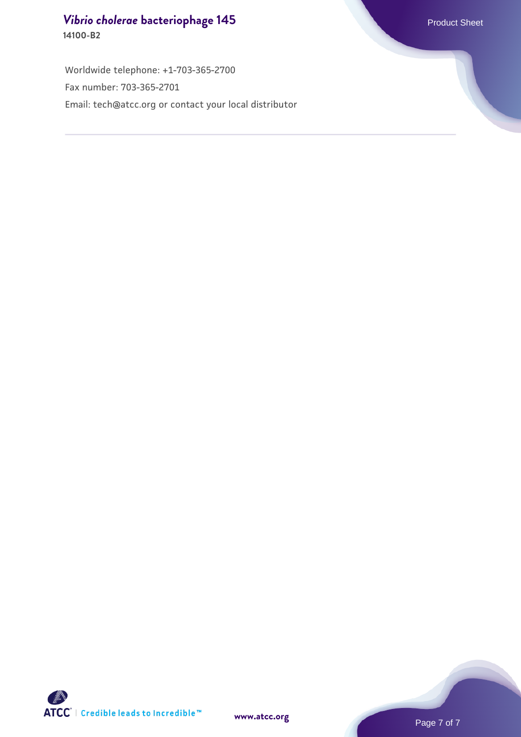Worldwide telephone: +1-703-365-2700

Fax number: 703-365-2701

Email: tech@atcc.org or contact your local distributor